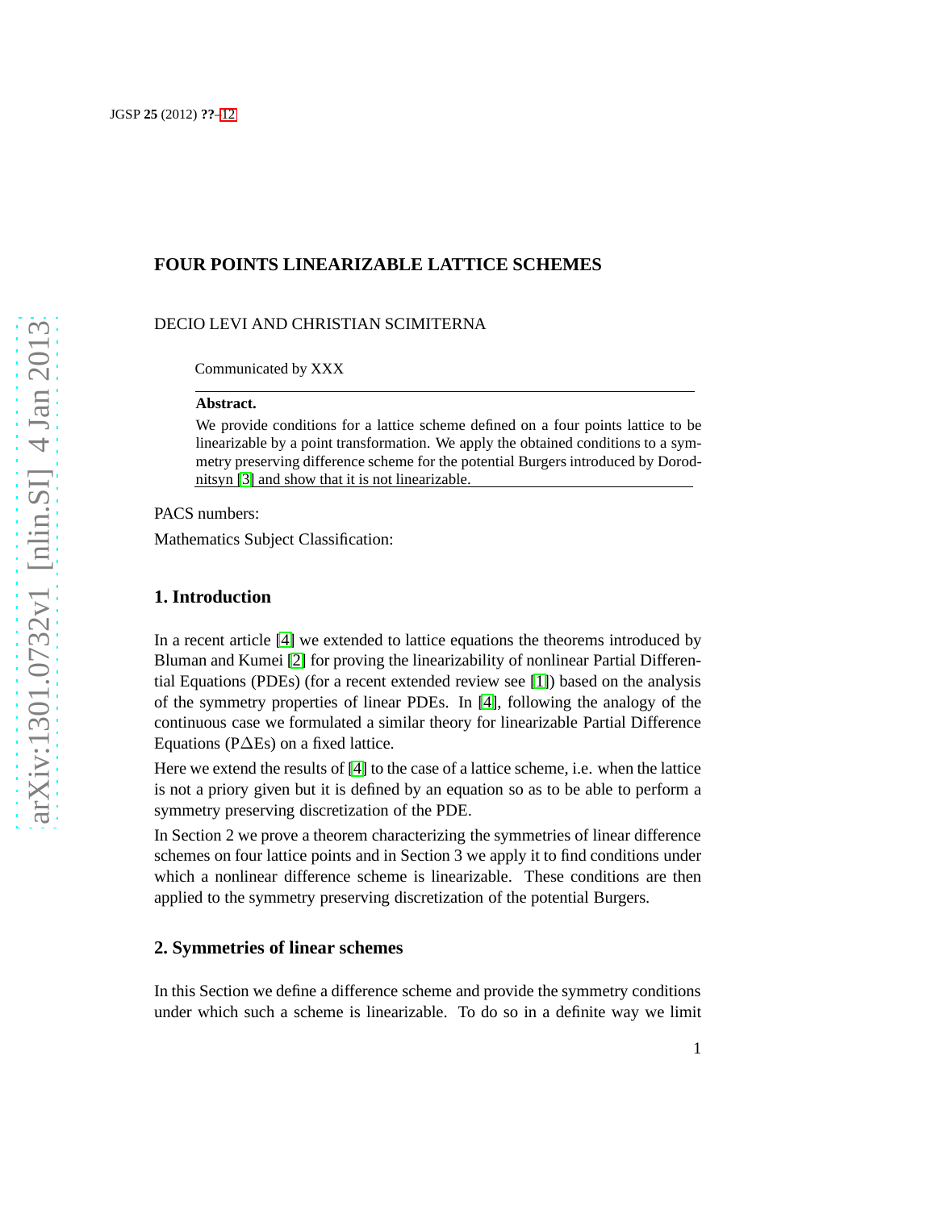# FOUR POINTS LINEARIZABLE LATTICE SCHEMES

DECIO LEVI AND CHRISTIAN SCIMITERNA

Communicated by XXX

**Abstract.**

We provide conditions for a lattice scheme defined on a four points lattice to be linearizable by a point transformation. We apply the obtained conditions to a symmetry preserving difference scheme for the potential Burgers introduced by Dorodnitsyn [3] and show that it is not linearizable.

PACS numbers:

Mathematics Subject Classification:

## 1. Introduction

In a recent article [4] we extended to lattice equations the theorems introduced by Bluman and Kumei [2] for proving the linearizability of nonlinear Partial Differential Equations (PDEs) (for a recent extended review see [1]) based on the analysis of the symmetry properties of linear PDEs. In [4], following the analogy of the continuous case we formulated a similar theory for linearizable Partial Difference Equations (P$\Delta$Es) on a fixed lattice.

Here we extend the results of [4] to the case of a lattice scheme, i.e. when the lattice is not a priory given but it is defined by an equation so as to be able to perform a symmetry preserving discretization of the PDE.

In Section 2 we prove a theorem characterizing the symmetries of linear difference schemes on four lattice points and in Section 3 we apply it to find conditions under which a nonlinear difference scheme is linearizable. These conditions are then applied to the symmetry preserving discretization of the potential Burgers.

## 2. Symmetries of linear schemes

In this Section we define a difference scheme and provide the symmetry conditions under which such a scheme is linearizable. To do so in a definite way we limit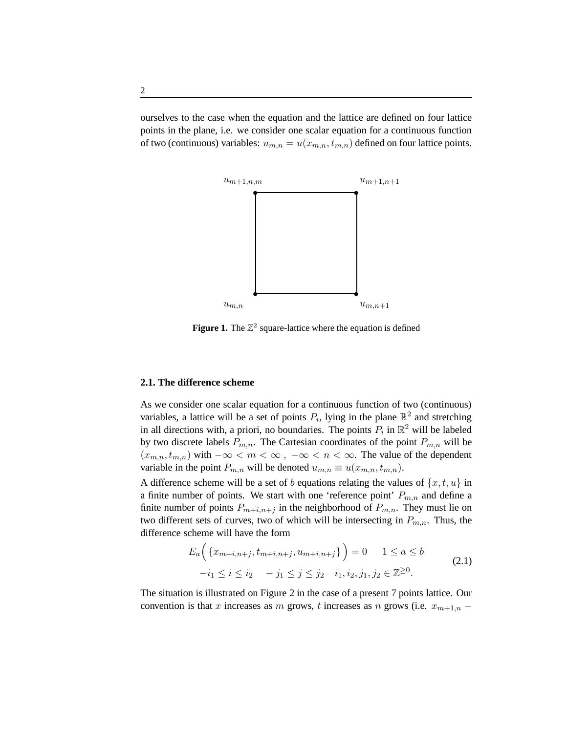ourselves to the case when the equation and the lattice are defined on four lattice points in the plane, i.e. we consider one scalar equation for a continuous function of two (continuous) variables: $u_{m,n} = u(x_{m,n}, t_{m,n})$ defined on four lattice points.

$u_{m+1,n,m}$ $u_{m+1,n+1}$

$u_{m,n}$ $u_{m,n+1}$

**Figure 1.** The $\mathbb{Z}^2$ square-lattice where the equation is defined

### 2.1. The difference scheme

As we consider one scalar equation for a continuous function of two (continuous) variables, a lattice will be a set of points $P_i$, lying in the plane $\mathbb{R}^2$ and stretching in all directions with, a priori, no boundaries. The points $P_i$ in $\mathbb{R}^2$ will be labeled by two discrete labels $P_{m,n}$. The Cartesian coordinates of the point $P_{m,n}$ will be $(x_{m,n}, t_{m,n})$ with $-\infty < m < \infty$ , $-\infty < n < \infty$. The value of the dependent variable in the point $P_{m,n}$ will be denoted $u_{m,n} \equiv u(x_{m,n}, t_{m,n})$.

A difference scheme will be a set of $b$ equations relating the values of $\{x, t, u\}$ in a finite number of points. We start with one 'reference point' $P_{m,n}$ and define a finite number of points $P_{m+i,n+j}$ in the neighborhood of $P_{m,n}$. They must lie on two different sets of curves, two of which will be intersecting in $P_{m,n}$. Thus, the difference scheme will have the form

$$E_a\Big( \{x_{m+i,n+j}, t_{m+i,n+j}, u_{m+i,n+j}\} \Big) = 0 \qquad 1 \leq a \leq b$$
$$-i_1 \leq i \leq i_2 \quad -j_1 \leq j \leq j_2 \quad i_1, i_2, j_1, j_2 \in \mathbb{Z}^{\geq 0}. \tag{2.1}$$

The situation is illustrated on Figure 2 in the case of a present 7 points lattice. Our convention is that $x$ increases as $m$ grows, $t$ increases as $n$ grows (i.e. $x_{m+1,n} -$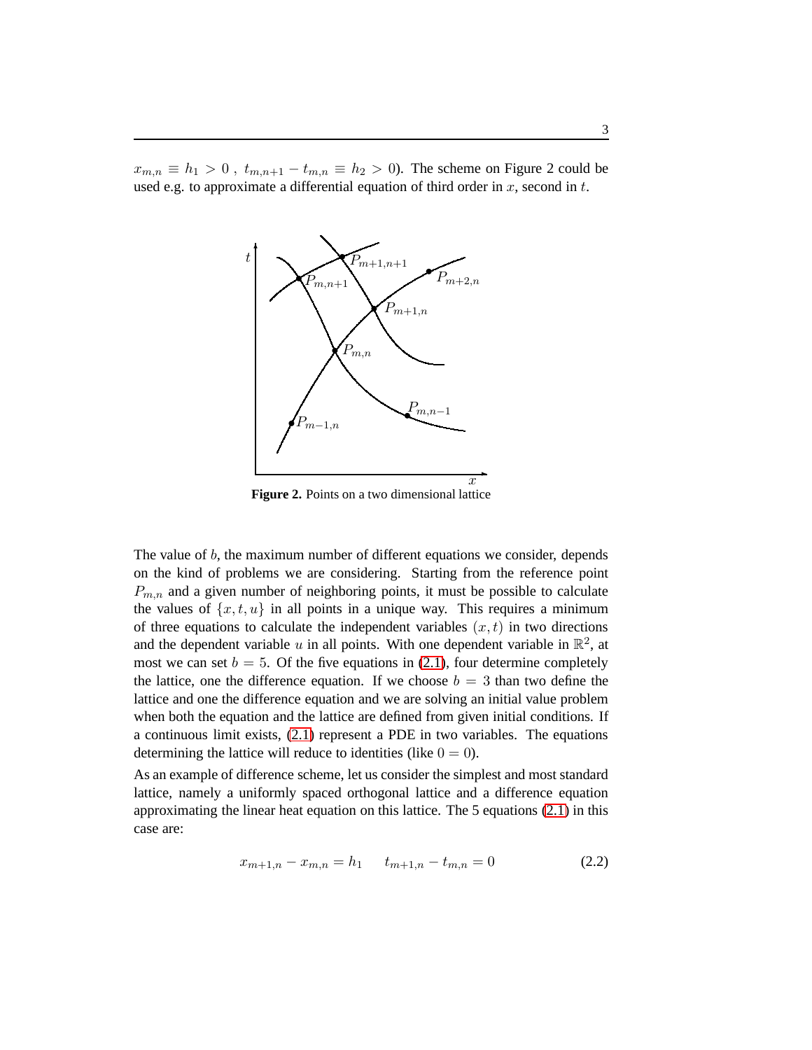$x_{m,n} \equiv h_1 > 0$ , $t_{m,n+1} - t_{m,n} \equiv h_2 > 0$). The scheme on Figure 2 could be used e.g. to approximate a differential equation of third order in $x$, second in $t$.

**Figure 2.** Points on a two dimensional lattice

The value of $b$, the maximum number of different equations we consider, depends on the kind of problems we are considering. Starting from the reference point $P_{m,n}$ and a given number of neighboring points, it must be possible to calculate the values of $\{x, t, u\}$ in all points in a unique way. This requires a minimum of three equations to calculate the independent variables $(x, t)$ in two directions and the dependent variable $u$ in all points. With one dependent variable in $\mathbb{R}^2$, at most we can set $b = 5$. Of the five equations in (2.1), four determine completely the lattice, one the difference equation. If we choose $b = 3$ than two define the lattice and one the difference equation and we are solving an initial value problem when both the equation and the lattice are defined from given initial conditions. If a continuous limit exists, (2.1) represent a PDE in two variables. The equations determining the lattice will reduce to identities (like $0 = 0$).

As an example of difference scheme, let us consider the simplest and most standard lattice, namely a uniformly spaced orthogonal lattice and a difference equation approximating the linear heat equation on this lattice. The 5 equations (2.1) in this case are:

$$x_{m+1,n} - x_{m,n} = h_1 \qquad t_{m+1,n} - t_{m,n} = 0 \tag{2.2}$$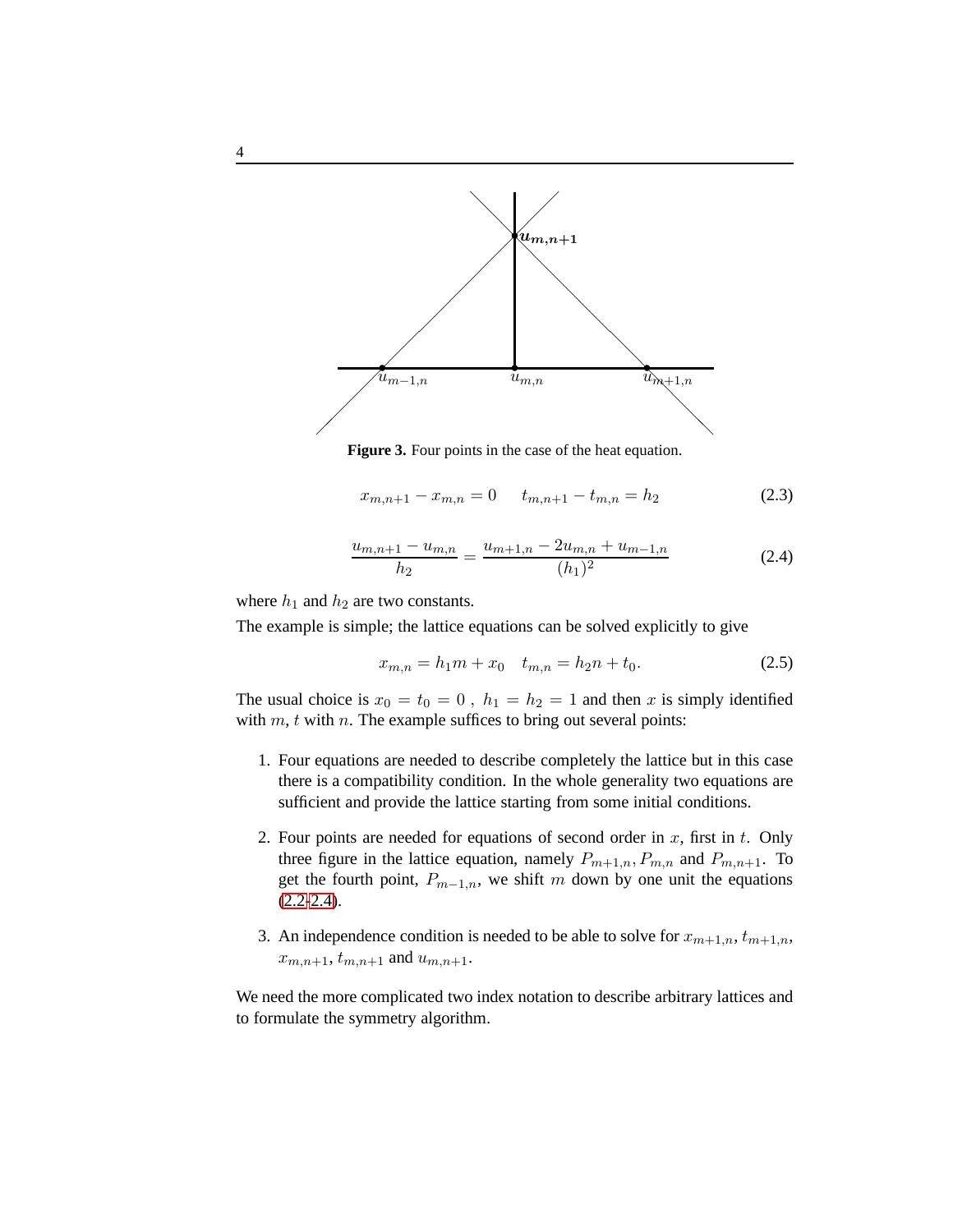**Figure 3.** Four points in the case of the heat equation.

$$x_{m,n+1} - x_{m,n} = 0 \qquad t_{m,n+1} - t_{m,n} = h_2 \tag{2.3}$$

$$\frac{u_{m,n+1} - u_{m,n}}{h_2} = \frac{u_{m+1,n} - 2u_{m,n} + u_{m-1,n}}{(h_1)^2} \tag{2.4}$$

where $h_1$ and $h_2$ are two constants.

The example is simple; the lattice equations can be solved explicitly to give

$$x_{m,n} = h_1 m + x_0 \quad t_{m,n} = h_2 n + t_0. \tag{2.5}$$

The usual choice is $x_0 = t_0 = 0$ , $h_1 = h_2 = 1$ and then $x$ is simply identified with $m$, $t$ with $n$. The example suffices to bring out several points:

1. Four equations are needed to describe completely the lattice but in this case there is a compatibility condition. In the whole generality two equations are sufficient and provide the lattice starting from some initial conditions.

2. Four points are needed for equations of second order in $x$, first in $t$. Only three figure in the lattice equation, namely $P_{m+1,n}, P_{m,n}$ and $P_{m,n+1}$. To get the fourth point, $P_{m-1,n}$, we shift $m$ down by one unit the equations (2.2-2.4).

3. An independence condition is needed to be able to solve for $x_{m+1,n}, t_{m+1,n}$, $x_{m,n+1}, t_{m,n+1}$ and $u_{m,n+1}$.

We need the more complicated two index notation to describe arbitrary lattices and to formulate the symmetry algorithm.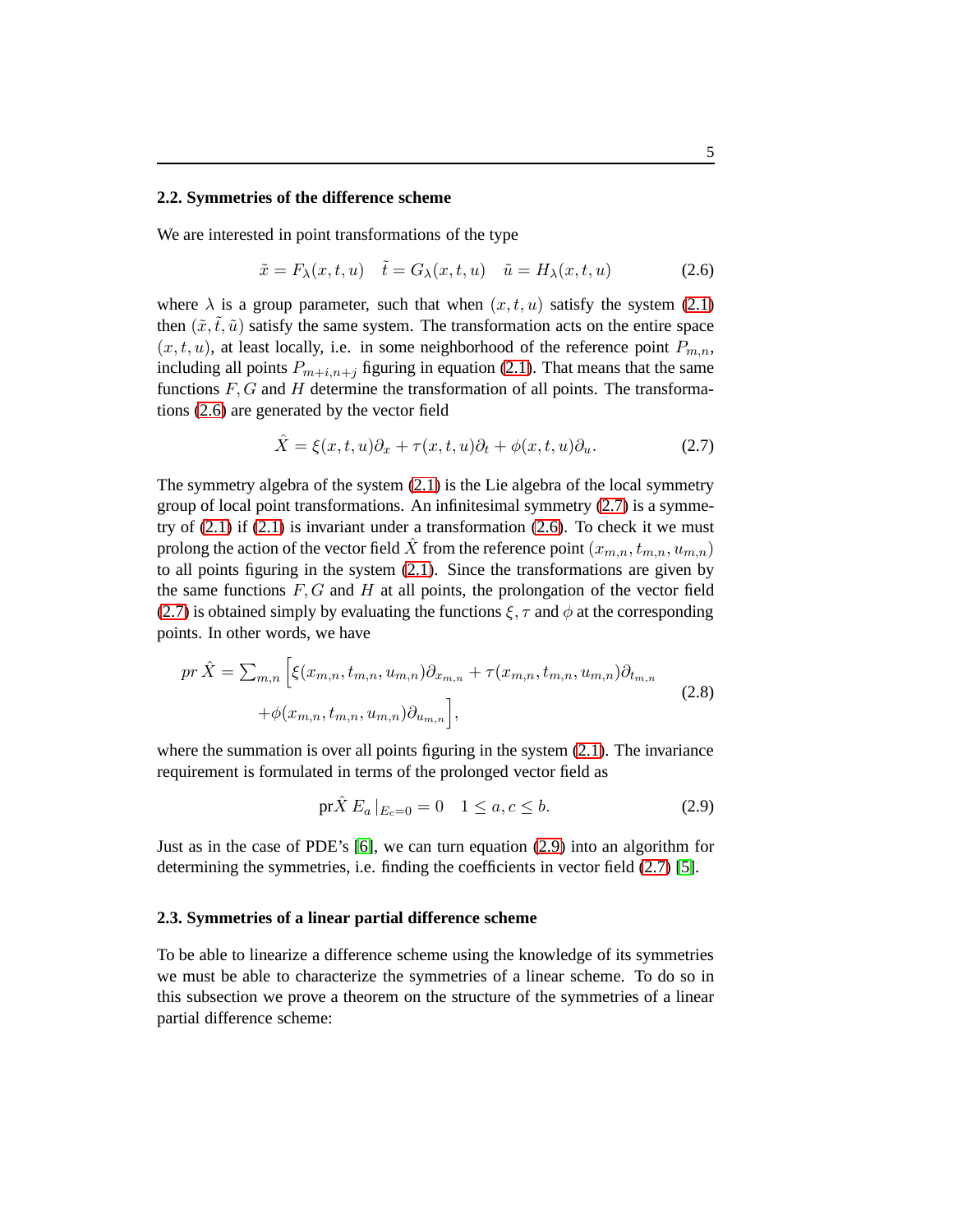### 2.2. Symmetries of the difference scheme

We are interested in point transformations of the type

$$\tilde{x} = F_\lambda(x,t,u) \quad \tilde{t} = G_\lambda(x,t,u) \quad \tilde{u} = H_\lambda(x,t,u) \tag{2.6}$$

where $\lambda$ is a group parameter, such that when $(x,t,u)$ satisfy the system (2.1) then $(\tilde{x},\tilde{t},\tilde{u})$ satisfy the same system. The transformation acts on the entire space $(x,t,u)$, at least locally, i.e. in some neighborhood of the reference point $P_{m,n}$, including all points $P_{m+i,n+j}$ figuring in equation (2.1). That means that the same functions $F, G$ and $H$ determine the transformation of all points. The transformations (2.6) are generated by the vector field

$$\hat{X} = \xi(x,t,u)\partial_x + \tau(x,t,u)\partial_t + \phi(x,t,u)\partial_u. \tag{2.7}$$

The symmetry algebra of the system (2.1) is the Lie algebra of the local symmetry group of local point transformations. An infinitesimal symmetry (2.7) is a symmetry of (2.1) if (2.1) is invariant under a transformation (2.6). To check it we must prolong the action of the vector field $\hat{X}$ from the reference point $(x_{m,n}, t_{m,n}, u_{m,n})$ to all points figuring in the system (2.1). Since the transformations are given by the same functions $F, G$ and $H$ at all points, the prolongation of the vector field (2.7) is obtained simply by evaluating the functions $\xi, \tau$ and $\phi$ at the corresponding points. In other words, we have

$$\begin{aligned} pr\,\hat{X} = \textstyle\sum_{m,n} \Big[ &\xi(x_{m,n}, t_{m,n}, u_{m,n})\partial_{x_{m,n}} + \tau(x_{m,n}, t_{m,n}, u_{m,n})\partial_{t_{m,n}} \\ &+ \phi(x_{m,n}, t_{m,n}, u_{m,n})\partial_{u_{m,n}} \Big], \end{aligned} \tag{2.8}$$

where the summation is over all points figuring in the system (2.1). The invariance requirement is formulated in terms of the prolonged vector field as

$$\mathrm{pr}\hat{X}\, E_a \,|_{E_c=0} = 0 \quad 1 \le a, c \le b. \tag{2.9}$$

Just as in the case of PDE's [6], we can turn equation (2.9) into an algorithm for determining the symmetries, i.e. finding the coefficients in vector field (2.7) [5].

### 2.3. Symmetries of a linear partial difference scheme

To be able to linearize a difference scheme using the knowledge of its symmetries we must be able to characterize the symmetries of a linear scheme. To do so in this subsection we prove a theorem on the structure of the symmetries of a linear partial difference scheme: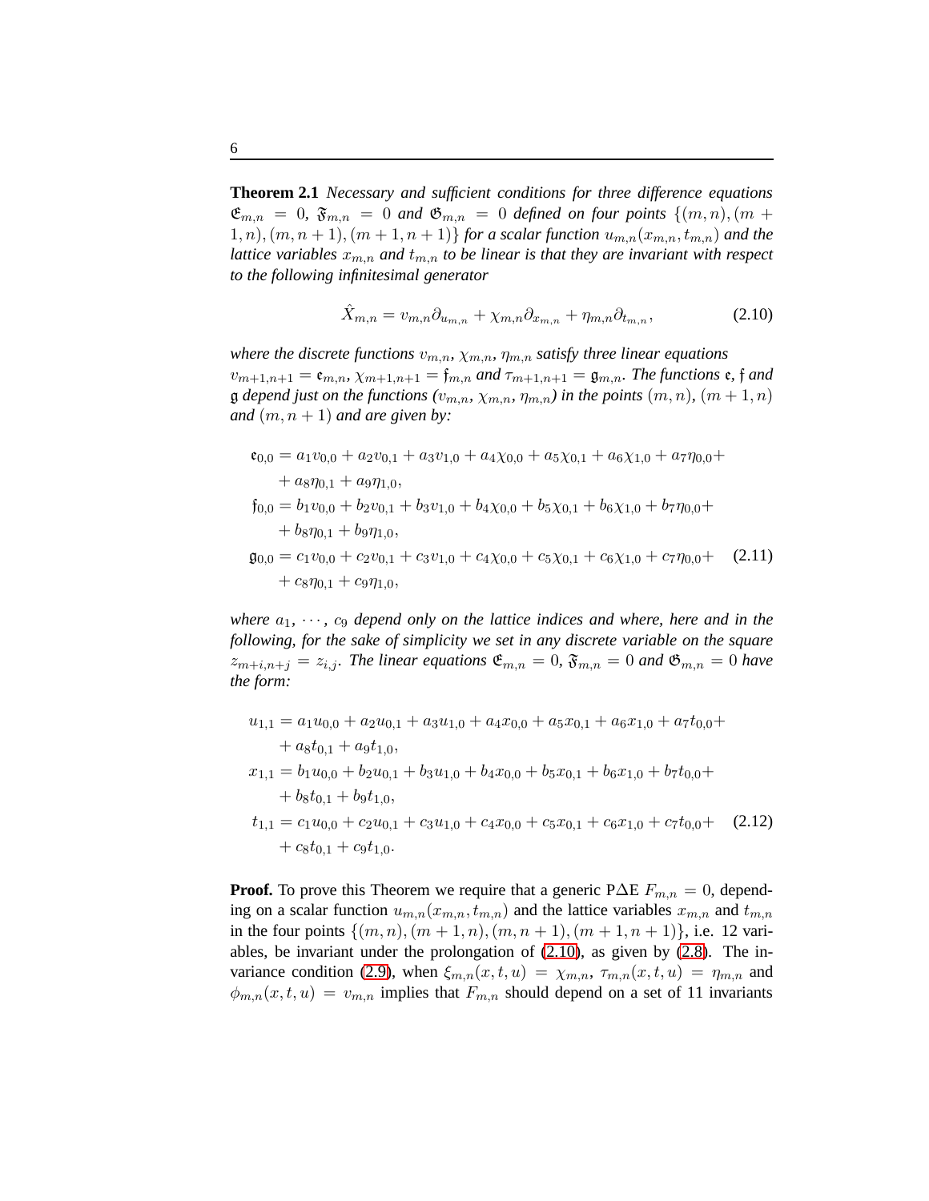**Theorem 2.1** *Necessary and sufficient conditions for three difference equations $\mathfrak{E}_{m,n} = 0$, $\mathfrak{F}_{m,n} = 0$ and $\mathfrak{G}_{m,n} = 0$ defined on four points $\{(m,n),(m+1,n),(m,n+1),(m+1,n+1)\}$ for a scalar function $u_{m,n}(x_{m,n}, t_{m,n})$ and the lattice variables $x_{m,n}$ and $t_{m,n}$ to be linear is that they are invariant with respect to the following infinitesimal generator*

$$\hat{X}_{m,n} = v_{m,n}\partial_{u_{m,n}} + \chi_{m,n}\partial_{x_{m,n}} + \eta_{m,n}\partial_{t_{m,n}}, \tag{2.10}$$

*where the discrete functions $v_{m,n}$, $\chi_{m,n}$, $\eta_{m,n}$ satisfy three linear equations $v_{m+1,n+1} = \mathfrak{e}_{m,n}$, $\chi_{m+1,n+1} = \mathfrak{f}_{m,n}$ and $\tau_{m+1,n+1} = \mathfrak{g}_{m,n}$. The functions $\mathfrak{e}$, $\mathfrak{f}$ and $\mathfrak{g}$ depend just on the functions ($v_{m,n}$, $\chi_{m,n}$, $\eta_{m,n}$) in the points $(m,n)$, $(m+1,n)$ and $(m,n+1)$ and are given by:*

$$\begin{aligned}
\mathfrak{e}_{0,0} &= a_1 v_{0,0} + a_2 v_{0,1} + a_3 v_{1,0} + a_4 \chi_{0,0} + a_5 \chi_{0,1} + a_6 \chi_{1,0} + a_7 \eta_{0,0} + \\
&\quad + a_8 \eta_{0,1} + a_9 \eta_{1,0}, \\
\mathfrak{f}_{0,0} &= b_1 v_{0,0} + b_2 v_{0,1} + b_3 v_{1,0} + b_4 \chi_{0,0} + b_5 \chi_{0,1} + b_6 \chi_{1,0} + b_7 \eta_{0,0} + \\
&\quad + b_8 \eta_{0,1} + b_9 \eta_{1,0}, \\
\mathfrak{g}_{0,0} &= c_1 v_{0,0} + c_2 v_{0,1} + c_3 v_{1,0} + c_4 \chi_{0,0} + c_5 \chi_{0,1} + c_6 \chi_{1,0} + c_7 \eta_{0,0} + \\
&\quad + c_8 \eta_{0,1} + c_9 \eta_{1,0},
\end{aligned} \tag{2.11}$$

*where $a_1, \cdots, c_9$ depend only on the lattice indices and where, here and in the following, for the sake of simplicity we set in any discrete variable on the square $z_{m+i,n+j} = z_{i,j}$. The linear equations $\mathfrak{E}_{m,n} = 0$, $\mathfrak{F}_{m,n} = 0$ and $\mathfrak{G}_{m,n} = 0$ have the form:*

$$\begin{aligned}
u_{1,1} &= a_1 u_{0,0} + a_2 u_{0,1} + a_3 u_{1,0} + a_4 x_{0,0} + a_5 x_{0,1} + a_6 x_{1,0} + a_7 t_{0,0} + \\
&\quad + a_8 t_{0,1} + a_9 t_{1,0}, \\
x_{1,1} &= b_1 u_{0,0} + b_2 u_{0,1} + b_3 u_{1,0} + b_4 x_{0,0} + b_5 x_{0,1} + b_6 x_{1,0} + b_7 t_{0,0} + \\
&\quad + b_8 t_{0,1} + b_9 t_{1,0}, \\
t_{1,1} &= c_1 u_{0,0} + c_2 u_{0,1} + c_3 u_{1,0} + c_4 x_{0,0} + c_5 x_{0,1} + c_6 x_{1,0} + c_7 t_{0,0} + \\
&\quad + c_8 t_{0,1} + c_9 t_{1,0}.
\end{aligned} \tag{2.12}$$

**Proof.** To prove this Theorem we require that a generic P$\Delta$E $F_{m,n} = 0$, depending on a scalar function $u_{m,n}(x_{m,n}, t_{m,n})$ and the lattice variables $x_{m,n}$ and $t_{m,n}$ in the four points $\{(m,n),(m+1,n),(m,n+1),(m+1,n+1)\}$, i.e. 12 variables, be invariant under the prolongation of (2.10), as given by (2.8). The invariance condition (2.9), when $\xi_{m,n}(x,t,u) = \chi_{m,n}$, $\tau_{m,n}(x,t,u) = \eta_{m,n}$ and $\phi_{m,n}(x,t,u) = v_{m,n}$ implies that $F_{m,n}$ should depend on a set of 11 invariants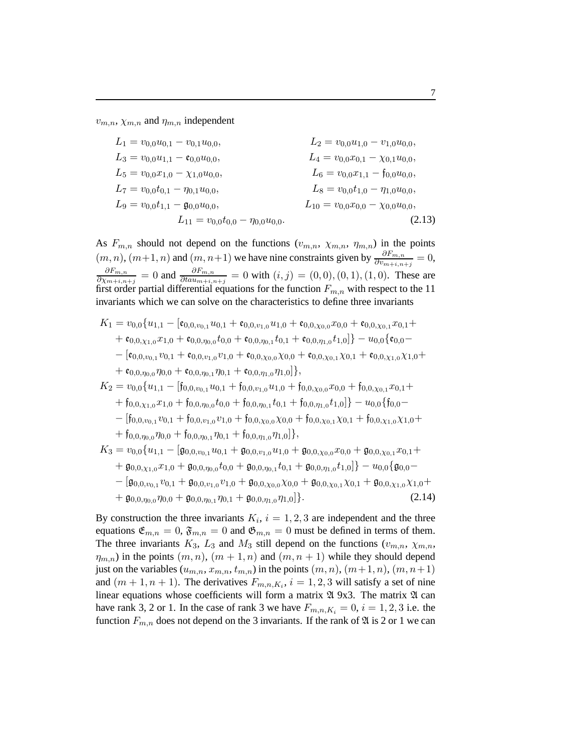$v_{m,n}$, $\chi_{m,n}$ and $\eta_{m,n}$ independent

$$
\begin{aligned}
L_1 &= v_{0,0}u_{0,1} - v_{0,1}u_{0,0}, & L_2 &= v_{0,0}u_{1,0} - v_{1,0}u_{0,0},\\
L_3 &= v_{0,0}u_{1,1} - \mathfrak{e}_{0,0}u_{0,0}, & L_4 &= v_{0,0}x_{0,1} - \chi_{0,1}u_{0,0},\\
L_5 &= v_{0,0}x_{1,0} - \chi_{1,0}u_{0,0}, & L_6 &= v_{0,0}x_{1,1} - \mathfrak{f}_{0,0}u_{0,0},\\
L_7 &= v_{0,0}t_{0,1} - \eta_{0,1}u_{0,0}, & L_8 &= v_{0,0}t_{1,0} - \eta_{1,0}u_{0,0},\\
L_9 &= v_{0,0}t_{1,1} - \mathfrak{g}_{0,0}u_{0,0}, & L_{10} &= v_{0,0}x_{0,0} - \chi_{0,0}u_{0,0},\\
& & L_{11} &= v_{0,0}t_{0,0} - \eta_{0,0}u_{0,0}.
\end{aligned} \tag{2.13}
$$

As $F_{m,n}$ should not depend on the functions ($v_{m,n}$, $\chi_{m,n}$, $\eta_{m,n}$) in the points $(m,n)$, $(m+1,n)$ and $(m,n+1)$ we have nine constraints given by $\frac{\partial F_{m,n}}{\partial v_{m+i,n+j}} = 0$, $\frac{\partial F_{m,n}}{\partial \chi_{m+i,n+j}} = 0$ and $\frac{\partial F_{m,n}}{\partial tau_{m+i,n+j}} = 0$ with $(i,j) = (0,0), (0,1), (1,0)$. These are first order partial differential equations for the function $F_{m,n}$ with respect to the 11 invariants which we can solve on the characteristics to define three invariants

$$
\begin{aligned}
K_1 &= v_{0,0}\{u_{1,1} - [\mathfrak{e}_{0,0,v_{0,1}}u_{0,1} + \mathfrak{e}_{0,0,v_{1,0}}u_{1,0} + \mathfrak{e}_{0,0,\chi_{0,0}}x_{0,0} + \mathfrak{e}_{0,0,\chi_{0,1}}x_{0,1} +\\
&+ \mathfrak{e}_{0,0,\chi_{1,0}}x_{1,0} + \mathfrak{e}_{0,0,\eta_{0,0}}t_{0,0} + \mathfrak{e}_{0,0,\eta_{0,1}}t_{0,1} + \mathfrak{e}_{0,0,\eta_{1,0}}t_{1,0}]\} - u_{0,0}\{\mathfrak{e}_{0,0} -\\
&- [\mathfrak{e}_{0,0,v_{0,1}}v_{0,1} + \mathfrak{e}_{0,0,v_{1,0}}v_{1,0} + \mathfrak{e}_{0,0,\chi_{0,0}}\chi_{0,0} + \mathfrak{e}_{0,0,\chi_{0,1}}\chi_{0,1} + \mathfrak{e}_{0,0,\chi_{1,0}}\chi_{1,0} +\\
&+ \mathfrak{e}_{0,0,\eta_{0,0}}\eta_{0,0} + \mathfrak{e}_{0,0,\eta_{0,1}}\eta_{0,1} + \mathfrak{e}_{0,0,\eta_{1,0}}\eta_{1,0}]\},\\
K_2 &= v_{0,0}\{u_{1,1} - [\mathfrak{f}_{0,0,v_{0,1}}u_{0,1} + \mathfrak{f}_{0,0,v_{1,0}}u_{1,0} + \mathfrak{f}_{0,0,\chi_{0,0}}x_{0,0} + \mathfrak{f}_{0,0,\chi_{0,1}}x_{0,1} +\\
&+ \mathfrak{f}_{0,0,\chi_{1,0}}x_{1,0} + \mathfrak{f}_{0,0,\eta_{0,0}}t_{0,0} + \mathfrak{f}_{0,0,\eta_{0,1}}t_{0,1} + \mathfrak{f}_{0,0,\eta_{1,0}}t_{1,0}]\} - u_{0,0}\{\mathfrak{f}_{0,0} -\\
&- [\mathfrak{f}_{0,0,v_{0,1}}v_{0,1} + \mathfrak{f}_{0,0,v_{1,0}}v_{1,0} + \mathfrak{f}_{0,0,\chi_{0,0}}\chi_{0,0} + \mathfrak{f}_{0,0,\chi_{0,1}}\chi_{0,1} + \mathfrak{f}_{0,0,\chi_{1,0}}\chi_{1,0} +\\
&+ \mathfrak{f}_{0,0,\eta_{0,0}}\eta_{0,0} + \mathfrak{f}_{0,0,\eta_{0,1}}\eta_{0,1} + \mathfrak{f}_{0,0,\eta_{1,0}}\eta_{1,0}]\},\\
K_3 &= v_{0,0}\{u_{1,1} - [\mathfrak{g}_{0,0,v_{0,1}}u_{0,1} + \mathfrak{g}_{0,0,v_{1,0}}u_{1,0} + \mathfrak{g}_{0,0,\chi_{0,0}}x_{0,0} + \mathfrak{g}_{0,0,\chi_{0,1}}x_{0,1} +\\
&+ \mathfrak{g}_{0,0,\chi_{1,0}}x_{1,0} + \mathfrak{g}_{0,0,\eta_{0,0}}t_{0,0} + \mathfrak{g}_{0,0,\eta_{0,1}}t_{0,1} + \mathfrak{g}_{0,0,\eta_{1,0}}t_{1,0}]\} - u_{0,0}\{\mathfrak{g}_{0,0} -\\
&- [\mathfrak{g}_{0,0,v_{0,1}}v_{0,1} + \mathfrak{g}_{0,0,v_{1,0}}v_{1,0} + \mathfrak{g}_{0,0,\chi_{0,0}}\chi_{0,0} + \mathfrak{g}_{0,0,\chi_{0,1}}\chi_{0,1} + \mathfrak{g}_{0,0,\chi_{1,0}}\chi_{1,0} +\\
&+ \mathfrak{g}_{0,0,\eta_{0,0}}\eta_{0,0} + \mathfrak{g}_{0,0,\eta_{0,1}}\eta_{0,1} + \mathfrak{g}_{0,0,\eta_{1,0}}\eta_{1,0}]\}.
\end{aligned} \tag{2.14}
$$

By construction the three invariants $K_i$, $i = 1,2,3$ are independent and the three equations $\mathfrak{E}_{m,n} = 0$, $\mathfrak{F}_{m,n} = 0$ and $\mathfrak{G}_{m,n} = 0$ must be defined in terms of them. The three invariants $K_3$, $L_3$ and $M_3$ still depend on the functions ($v_{m,n}$, $\chi_{m,n}$, $\eta_{m,n}$) in the points $(m,n)$, $(m+1,n)$ and $(m,n+1)$ while they should depend just on the variables ($u_{m,n}$, $x_{m,n}$, $t_{m,n}$) in the points $(m,n)$, $(m+1,n)$, $(m,n+1)$ and $(m+1,n+1)$. The derivatives $F_{m,n,K_i}$, $i = 1,2,3$ will satisfy a set of nine linear equations whose coefficients will form a matrix $\mathfrak{A}$ 9x3. The matrix $\mathfrak{A}$ can have rank 3, 2 or 1. In the case of rank 3 we have $F_{m,n,K_i} = 0$, $i = 1,2,3$ i.e. the function $F_{m,n}$ does not depend on the 3 invariants. If the rank of $\mathfrak{A}$ is 2 or 1 we can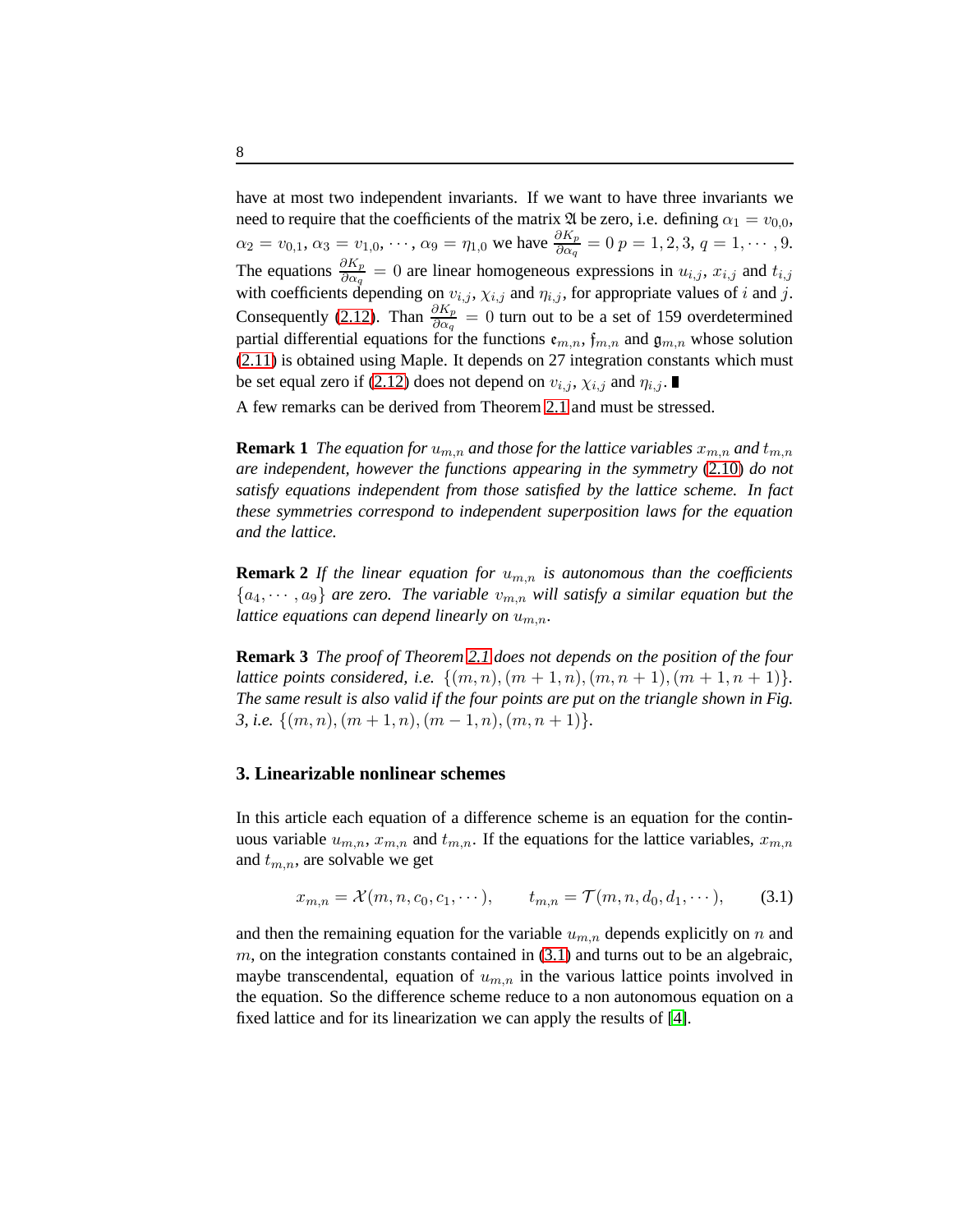have at most two independent invariants. If we want to have three invariants we need to require that the coefficients of the matrix $\mathfrak{A}$ be zero, i.e. defining $\alpha_1 = v_{0,0}$, $\alpha_2 = v_{0,1}$, $\alpha_3 = v_{1,0}$, $\cdots$, $\alpha_9 = \eta_{1,0}$ we have $\frac{\partial K_p}{\partial \alpha_q} = 0$ $p = 1, 2, 3$, $q = 1, \cdots, 9$. The equations $\frac{\partial K_p}{\partial \alpha_q} = 0$ are linear homogeneous expressions in $u_{i,j}$, $x_{i,j}$ and $t_{i,j}$ with coefficients depending on $v_{i,j}$, $\chi_{i,j}$ and $\eta_{i,j}$, for appropriate values of $i$ and $j$. Consequently (2.12). Than $\frac{\partial K_p}{\partial \alpha_q} = 0$ turn out to be a set of 159 overdetermined partial differential equations for the functions $\mathfrak{e}_{m,n}$, $\mathfrak{f}_{m,n}$ and $\mathfrak{g}_{m,n}$ whose solution (2.11) is obtained using Maple. It depends on 27 integration constants which must be set equal zero if (2.12) does not depend on $v_{i,j}$, $\chi_{i,j}$ and $\eta_{i,j}$. ∎

A few remarks can be derived from Theorem 2.1 and must be stressed.

**Remark 1** *The equation for $u_{m,n}$ and those for the lattice variables $x_{m,n}$ and $t_{m,n}$ are independent, however the functions appearing in the symmetry (2.10) do not satisfy equations independent from those satisfied by the lattice scheme. In fact these symmetries correspond to independent superposition laws for the equation and the lattice.*

**Remark 2** *If the linear equation for $u_{m,n}$ is autonomous than the coefficients $\{a_4, \cdots, a_9\}$ are zero. The variable $v_{m,n}$ will satisfy a similar equation but the lattice equations can depend linearly on $u_{m,n}$.*

**Remark 3** *The proof of Theorem 2.1 does not depends on the position of the four lattice points considered, i.e. $\{(m, n), (m + 1, n), (m, n + 1), (m + 1, n + 1)\}$. The same result is also valid if the four points are put on the triangle shown in Fig. 3, i.e. $\{(m, n), (m + 1, n), (m - 1, n), (m, n + 1)\}$.*

## 3. Linearizable nonlinear schemes

In this article each equation of a difference scheme is an equation for the continuous variable $u_{m,n}$, $x_{m,n}$ and $t_{m,n}$. If the equations for the lattice variables, $x_{m,n}$ and $t_{m,n}$, are solvable we get

$$x_{m,n} = \mathcal{X}(m, n, c_0, c_1, \cdots), \qquad t_{m,n} = \mathcal{T}(m, n, d_0, d_1, \cdots), \tag{3.1}$$

and then the remaining equation for the variable $u_{m,n}$ depends explicitly on $n$ and $m$, on the integration constants contained in (3.1) and turns out to be an algebraic, maybe transcendental, equation of $u_{m,n}$ in the various lattice points involved in the equation. So the difference scheme reduce to a non autonomous equation on a fixed lattice and for its linearization we can apply the results of [4].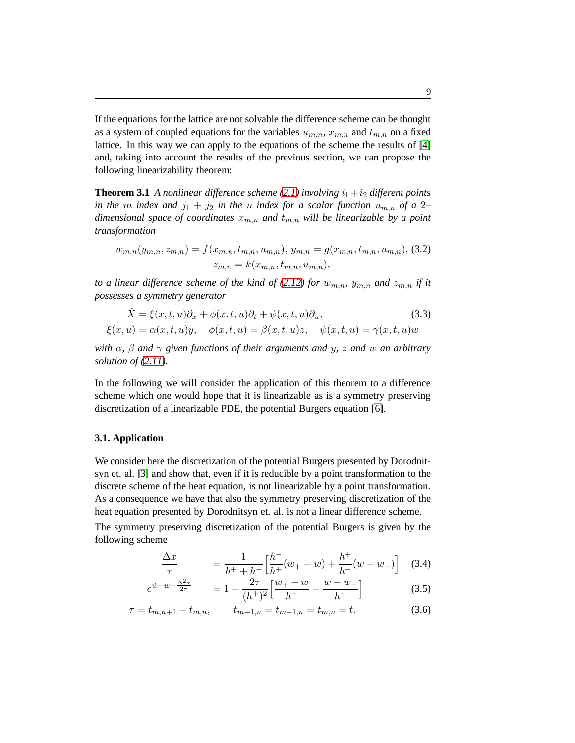If the equations for the lattice are not solvable the difference scheme can be thought as a system of coupled equations for the variables $u_{m,n}$, $x_{m,n}$ and $t_{m,n}$ on a fixed lattice. In this way we can apply to the equations of the scheme the results of [4] and, taking into account the results of the previous section, we can propose the following linearizability theorem:

**Theorem 3.1** *A nonlinear difference scheme (2.1) involving $i_1+i_2$ different points in the $m$ index and $j_1+j_2$ in the $n$ index for a scalar function $u_{m,n}$ of a 2–dimensional space of coordinates $x_{m,n}$ and $t_{m,n}$ will be linearizable by a point transformation*

$$w_{m,n}(y_{m,n}, z_{m,n}) = f(x_{m,n}, t_{m,n}, u_{m,n}),\ y_{m,n} = g(x_{m,n}, t_{m,n}, u_{m,n}), \quad (3.2)$$
$$z_{m,n} = k(x_{m,n}, t_{m,n}, u_{m,n}),$$

*to a linear difference scheme of the kind of (2.12) for $w_{m,n}$, $y_{m,n}$ and $z_{m,n}$ if it possesses a symmetry generator*

$$\hat{X} = \xi(x,t,u)\partial_x + \phi(x,t,u)\partial_t + \psi(x,t,u)\partial_u, \quad (3.3)$$
$$\xi(x,u) = \alpha(x,t,u)y, \quad \phi(x,t,u) = \beta(x,t,u)z, \quad \psi(x,t,u) = \gamma(x,t,u)w$$

*with $\alpha$, $\beta$ and $\gamma$ given functions of their arguments and $y$, $z$ and $w$ an arbitrary solution of (2.11).*

In the following we will consider the application of this theorem to a difference scheme which one would hope that it is linearizable as is a symmetry preserving discretization of a linearizable PDE, the potential Burgers equation [6].

### 3.1. Application

We consider here the discretization of the potential Burgers presented by Dorodnitsyn et. al. [3] and show that, even if it is reducible by a point transformation to the discrete scheme of the heat equation, is not linearizable by a point transformation. As a consequence we have that also the symmetry preserving discretization of the heat equation presented by Dorodnitsyn et. al. is not a linear difference scheme.

The symmetry preserving discretization of the potential Burgers is given by the following scheme

$$\frac{\Delta x}{\tau} = \frac{1}{h^+ + h^-}\Big[\frac{h^-}{h^+}(w_+ - w) + \frac{h^+}{h^-}(w - w_-)\Big] \quad (3.4)$$

$$e^{\hat{w} - w - \frac{\Delta^2 x}{2\tau}} = 1 + \frac{2\tau}{(h^+)^2}\Big[\frac{w_+ - w}{h^+} - \frac{w - w_-}{h^-}\Big] \quad (3.5)$$

$$\tau = t_{m,n+1} - t_{m,n}, \qquad t_{m+1,n} = t_{m-1,n} = t_{m,n} = t. \quad (3.6)$$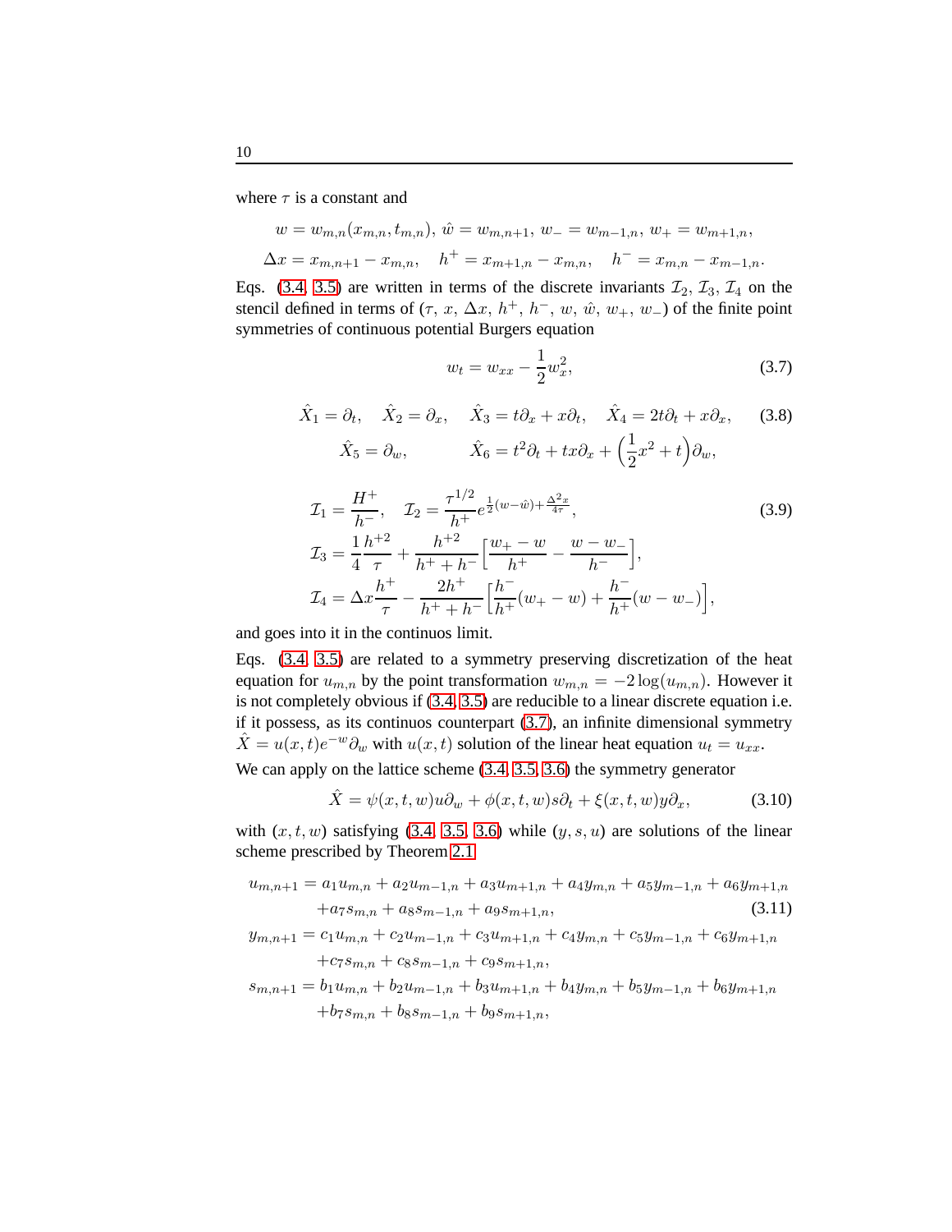where $\tau$ is a constant and

$$w = w_{m,n}(x_{m,n}, t_{m,n}),\ \hat{w} = w_{m,n+1},\ w_- = w_{m-1,n},\ w_+ = w_{m+1,n},$$

$$\Delta x = x_{m,n+1} - x_{m,n}, \quad h^+ = x_{m+1,n} - x_{m,n}, \quad h^- = x_{m,n} - x_{m-1,n}.$$

Eqs. (3.4, 3.5) are written in terms of the discrete invariants $\mathcal{I}_2$, $\mathcal{I}_3$, $\mathcal{I}_4$ on the stencil defined in terms of ($\tau$, $x$, $\Delta x$, $h^+$, $h^-$, $w$, $\hat{w}$, $w_+$, $w_-$) of the finite point symmetries of continuous potential Burgers equation

$$w_t = w_{xx} - \frac{1}{2} w_x^2, \tag{3.7}$$

$$\hat{X}_1 = \partial_t, \quad \hat{X}_2 = \partial_x, \quad \hat{X}_3 = t\partial_x + x\partial_t, \quad \hat{X}_4 = 2t\partial_t + x\partial_x, \tag{3.8}$$
$$\hat{X}_5 = \partial_w, \qquad \hat{X}_6 = t^2\partial_t + tx\partial_x + \Big(\frac{1}{2}x^2 + t\Big)\partial_w,$$

$$\begin{aligned}
\mathcal{I}_1 &= \frac{H^+}{h^-}, \quad \mathcal{I}_2 = \frac{\tau^{1/2}}{h^+} e^{\frac{1}{2}(w-\hat{w}) + \frac{\Delta^2 x}{4\tau}}, \\
\mathcal{I}_3 &= \frac{1}{4}\frac{h^{+2}}{\tau} + \frac{h^{+2}}{h^+ + h^-}\Big[\frac{w_+ - w}{h^+} - \frac{w - w_-}{h^-}\Big], \\
\mathcal{I}_4 &= \Delta x \frac{h^+}{\tau} - \frac{2h^+}{h^+ + h^-}\Big[\frac{h^-}{h^+}(w_+ - w) + \frac{h^-}{h^+}(w - w_-)\Big],
\end{aligned} \tag{3.9}$$

and goes into it in the continuos limit.

Eqs. (3.4, 3.5) are related to a symmetry preserving discretization of the heat equation for $u_{m,n}$ by the point transformation $w_{m,n} = -2\log(u_{m,n})$. However it is not completely obvious if (3.4, 3.5) are reducible to a linear discrete equation i.e. if it possess, as its continuos counterpart (3.7), an infinite dimensional symmetry $\hat{X} = u(x,t)e^{-w}\partial_w$ with $u(x,t)$ solution of the linear heat equation $u_t = u_{xx}$.

We can apply on the lattice scheme (3.4, 3.5, 3.6) the symmetry generator

$$\hat{X} = \psi(x,t,w)u\partial_w + \phi(x,t,w)s\partial_t + \xi(x,t,w)y\partial_x, \tag{3.10}$$

with $(x, t, w)$ satisfying (3.4, 3.5, 3.6) while $(y, s, u)$ are solutions of the linear scheme prescribed by Theorem 2.1

$$\begin{aligned}
u_{m,n+1} &= a_1 u_{m,n} + a_2 u_{m-1,n} + a_3 u_{m+1,n} + a_4 y_{m,n} + a_5 y_{m-1,n} + a_6 y_{m+1,n} \\
&\quad + a_7 s_{m,n} + a_8 s_{m-1,n} + a_9 s_{m+1,n}, \\
y_{m,n+1} &= c_1 u_{m,n} + c_2 u_{m-1,n} + c_3 u_{m+1,n} + c_4 y_{m,n} + c_5 y_{m-1,n} + c_6 y_{m+1,n} \\
&\quad + c_7 s_{m,n} + c_8 s_{m-1,n} + c_9 s_{m+1,n}, \\
s_{m,n+1} &= b_1 u_{m,n} + b_2 u_{m-1,n} + b_3 u_{m+1,n} + b_4 y_{m,n} + b_5 y_{m-1,n} + b_6 y_{m+1,n} \\
&\quad + b_7 s_{m,n} + b_8 s_{m-1,n} + b_9 s_{m+1,n},
\end{aligned} \tag{3.11}$$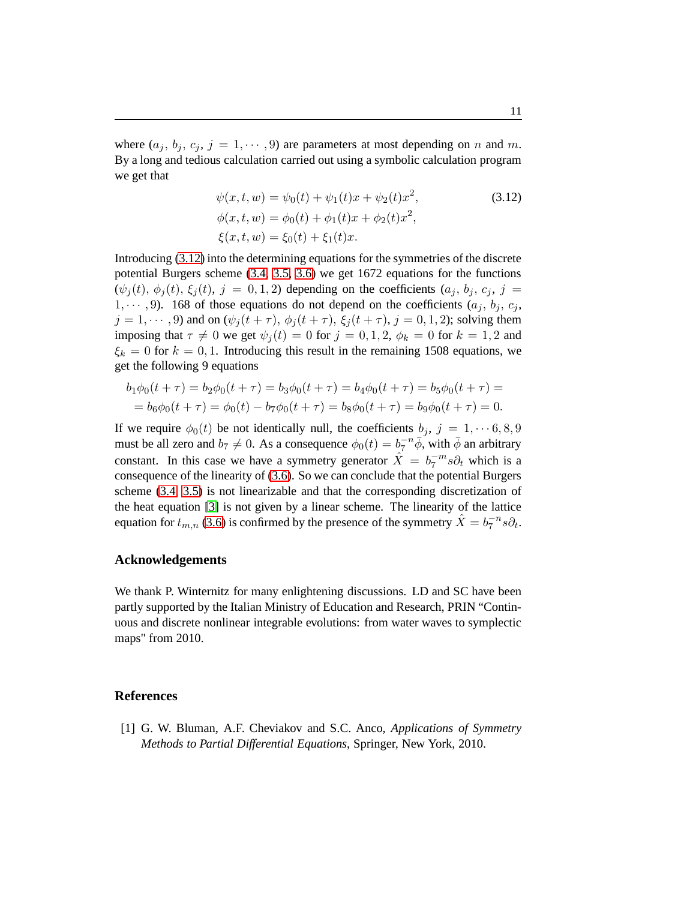where ($a_j$, $b_j$, $c_j$, $j = 1, \cdots, 9$) are parameters at most depending on $n$ and $m$. By a long and tedious calculation carried out using a symbolic calculation program we get that

$$
\begin{aligned}
\psi(x,t,w) &= \psi_0(t) + \psi_1(t)x + \psi_2(t)x^2, \\
\phi(x,t,w) &= \phi_0(t) + \phi_1(t)x + \phi_2(t)x^2, \\
\xi(x,t,w) &= \xi_0(t) + \xi_1(t)x.
\end{aligned}
\tag{3.12}
$$

Introducing (3.12) into the determining equations for the symmetries of the discrete potential Burgers scheme (3.4, 3.5, 3.6) we get 1672 equations for the functions ($\psi_j(t)$, $\phi_j(t)$, $\xi_j(t)$, $j = 0, 1, 2$) depending on the coefficients ($a_j$, $b_j$, $c_j$, $j = 1, \cdots, 9$). 168 of those equations do not depend on the coefficients ($a_j$, $b_j$, $c_j$, $j = 1, \cdots, 9$) and on ($\psi_j(t+\tau)$, $\phi_j(t+\tau)$, $\xi_j(t+\tau)$, $j = 0, 1, 2$); solving them imposing that $\tau \neq 0$ we get $\psi_j(t) = 0$ for $j = 0, 1, 2$, $\phi_k = 0$ for $k = 1, 2$ and $\xi_k = 0$ for $k = 0, 1$. Introducing this result in the remaining 1508 equations, we get the following 9 equations

$$
\begin{aligned}
b_1\phi_0(t+\tau) &= b_2\phi_0(t+\tau) = b_3\phi_0(t+\tau) = b_4\phi_0(t+\tau) = b_5\phi_0(t+\tau) = \\
&= b_6\phi_0(t+\tau) = \phi_0(t) - b_7\phi_0(t+\tau) = b_8\phi_0(t+\tau) = b_9\phi_0(t+\tau) = 0.
\end{aligned}
$$

If we require $\phi_0(t)$ be not identically null, the coefficients $b_j$, $j = 1, \cdots 6, 8, 9$ must be all zero and $b_7 \neq 0$. As a consequence $\phi_0(t) = b_7^{-n}\bar{\phi}$, with $\bar{\phi}$ an arbitrary constant. In this case we have a symmetry generator $\hat{X} = b_7^{-m} s\partial_t$ which is a consequence of the linearity of (3.6). So we can conclude that the potential Burgers scheme (3.4, 3.5) is not linearizable and that the corresponding discretization of the heat equation [3] is not given by a linear scheme. The linearity of the lattice equation for $t_{m,n}$ (3.6) is confirmed by the presence of the symmetry $\hat{X} = b_7^{-n} s\partial_t$.

## Acknowledgements

We thank P. Winternitz for many enlightening discussions. LD and SC have been partly supported by the Italian Ministry of Education and Research, PRIN "Continuous and discrete nonlinear integrable evolutions: from water waves to symplectic maps" from 2010.

## References

[1] G. W. Bluman, A.F. Cheviakov and S.C. Anco, *Applications of Symmetry Methods to Partial Differential Equations*, Springer, New York, 2010.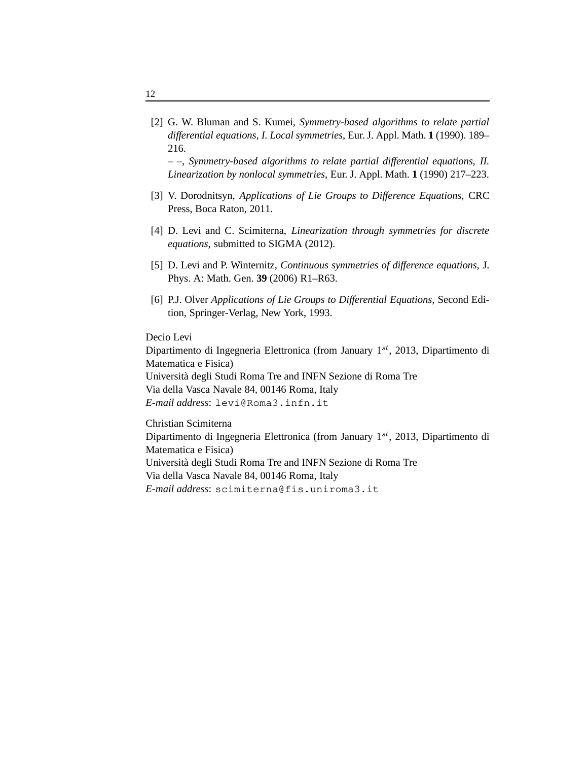[2] G. W. Bluman and S. Kumei, *Symmetry-based algorithms to relate partial differential equations, I. Local symmetries*, Eur. J. Appl. Math. **1** (1990). 189–216.
– –, *Symmetry-based algorithms to relate partial differential equations, II. Linearization by nonlocal symmetries*, Eur. J. Appl. Math. **1** (1990) 217–223.

[3] V. Dorodnitsyn, *Applications of Lie Groups to Difference Equations*, CRC Press, Boca Raton, 2011.

[4] D. Levi and C. Scimiterna, *Linearization through symmetries for discrete equations*, submitted to SIGMA (2012).

[5] D. Levi and P. Winternitz, *Continuous symmetries of difference equations*, J. Phys. A: Math. Gen. **39** (2006) R1–R63.

[6] P.J. Olver *Applications of Lie Groups to Differential Equations*, Second Edition, Springer-Verlag, New York, 1993.

Decio Levi
Dipartimento di Ingegneria Elettronica (from January $1^{st}$, 2013, Dipartimento di Matematica e Fisica)
Università degli Studi Roma Tre and INFN Sezione di Roma Tre
Via della Vasca Navale 84, 00146 Roma, Italy
*E-mail address*: `levi@Roma3.infn.it`

Christian Scimiterna
Dipartimento di Ingegneria Elettronica (from January $1^{st}$, 2013, Dipartimento di Matematica e Fisica)
Università degli Studi Roma Tre and INFN Sezione di Roma Tre
Via della Vasca Navale 84, 00146 Roma, Italy
*E-mail address*: `scimiterna@fis.uniroma3.it`